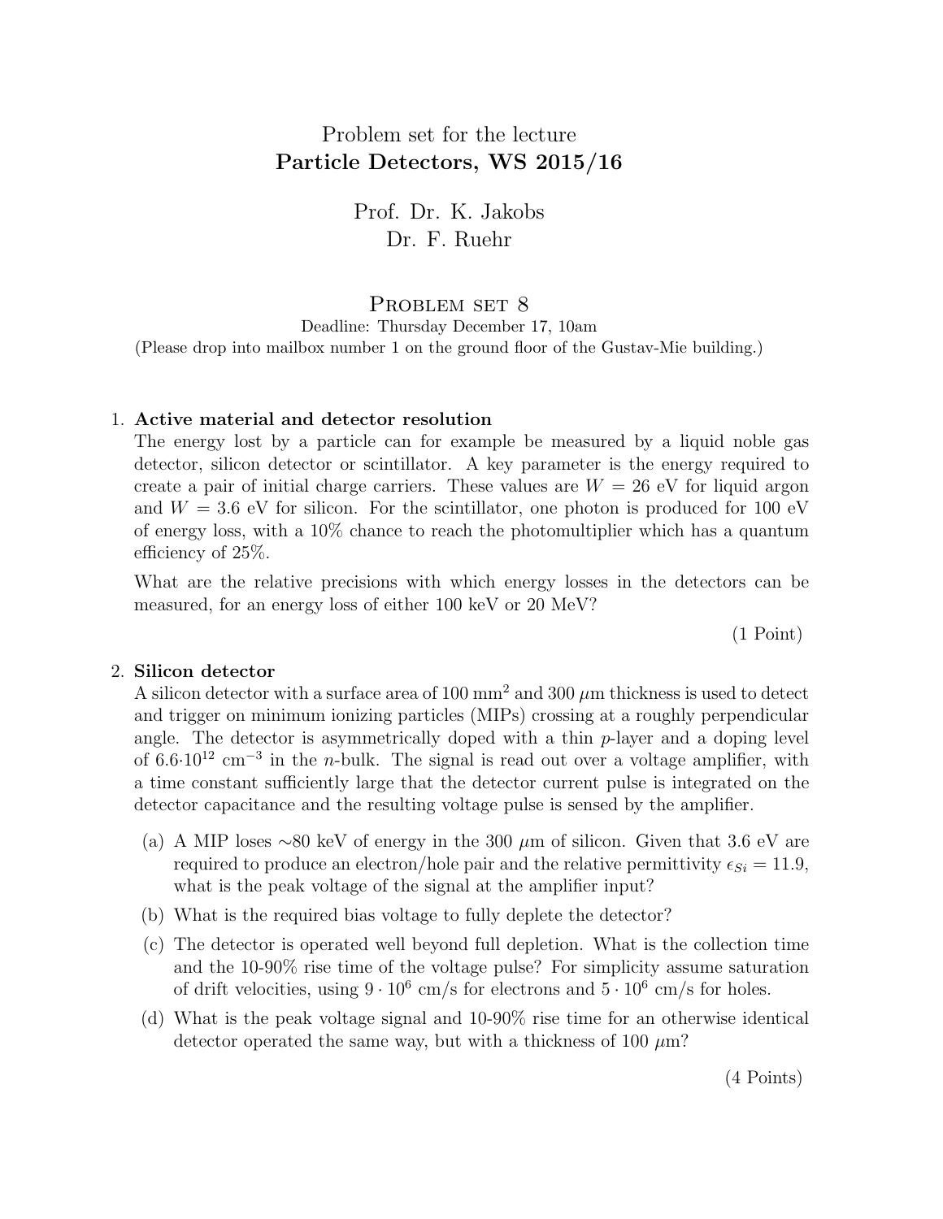# Problem set for the lecture
## Particle Detectors, WS 2015/16

Prof. Dr. K. Jakobs
Dr. F. Ruehr

## Problem set 8

Deadline: Thursday December 17, 10am
(Please drop into mailbox number 1 on the ground floor of the Gustav-Mie building.)

1. **Active material and detector resolution**

   The energy lost by a particle can for example be measured by a liquid noble gas detector, silicon detector or scintillator. A key parameter is the energy required to create a pair of initial charge carriers. These values are $W = 26$ eV for liquid argon and $W = 3.6$ eV for silicon. For the scintillator, one photon is produced for 100 eV of energy loss, with a 10% chance to reach the photomultiplier which has a quantum efficiency of 25%.

   What are the relative precisions with which energy losses in the detectors can be measured, for an energy loss of either 100 keV or 20 MeV?

   (1 Point)

2. **Silicon detector**

   A silicon detector with a surface area of 100 mm$^2$ and 300 $\mu$m thickness is used to detect and trigger on minimum ionizing particles (MIPs) crossing at a roughly perpendicular angle. The detector is asymmetrically doped with a thin $p$-layer and a doping level of $6.6 \cdot 10^{12}$ cm$^{-3}$ in the $n$-bulk. The signal is read out over a voltage amplifier, with a time constant sufficiently large that the detector current pulse is integrated on the detector capacitance and the resulting voltage pulse is sensed by the amplifier.

   (a) A MIP loses ∼80 keV of energy in the 300 $\mu$m of silicon. Given that 3.6 eV are required to produce an electron/hole pair and the relative permittivity $\epsilon_{Si} = 11.9$, what is the peak voltage of the signal at the amplifier input?

   (b) What is the required bias voltage to fully deplete the detector?

   (c) The detector is operated well beyond full depletion. What is the collection time and the 10-90% rise time of the voltage pulse? For simplicity assume saturation of drift velocities, using $9 \cdot 10^6$ cm/s for electrons and $5 \cdot 10^6$ cm/s for holes.

   (d) What is the peak voltage signal and 10-90% rise time for an otherwise identical detector operated the same way, but with a thickness of 100 $\mu$m?

   (4 Points)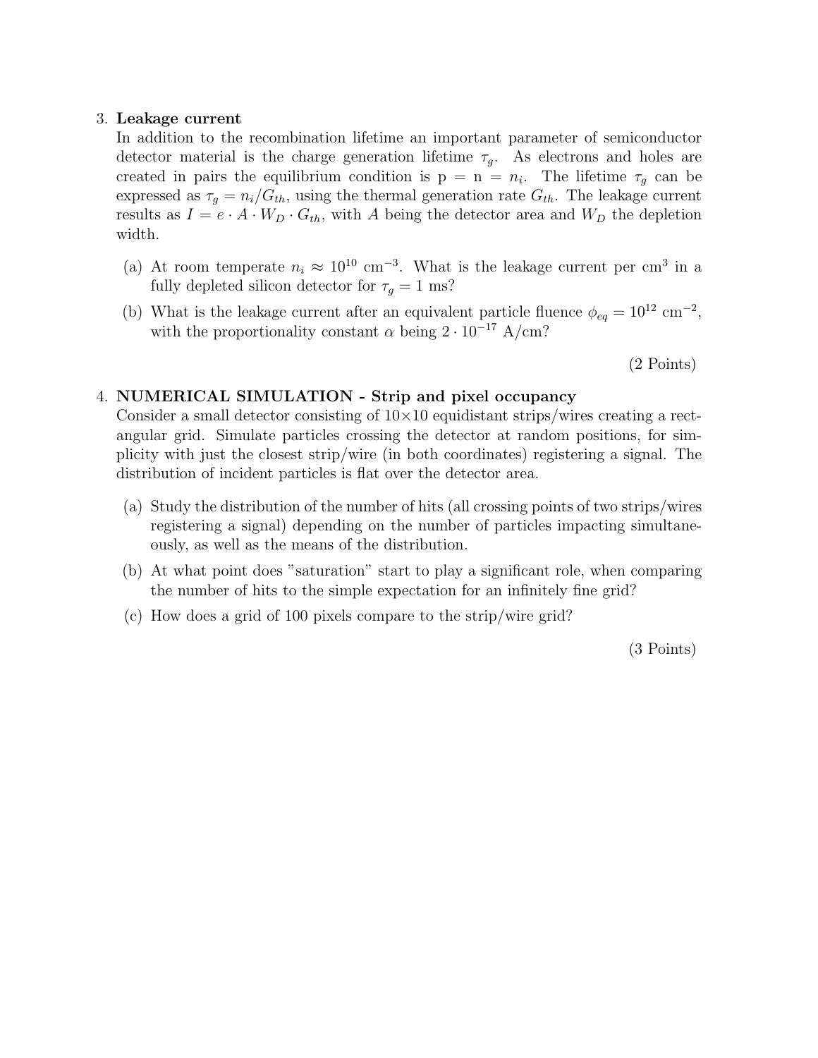3. **Leakage current**

   In addition to the recombination lifetime an important parameter of semiconductor detector material is the charge generation lifetime $\tau_g$. As electrons and holes are created in pairs the equilibrium condition is p = n = $n_i$. The lifetime $\tau_g$ can be expressed as $\tau_g = n_i/G_{th}$, using the thermal generation rate $G_{th}$. The leakage current results as $I = e \cdot A \cdot W_D \cdot G_{th}$, with $A$ being the detector area and $W_D$ the depletion width.

   (a) At room temperate $n_i \approx 10^{10}$ cm$^{-3}$. What is the leakage current per cm$^3$ in a fully depleted silicon detector for $\tau_g = 1$ ms?

   (b) What is the leakage current after an equivalent particle fluence $\phi_{eq} = 10^{12}$ cm$^{-2}$, with the proportionality constant $\alpha$ being $2 \cdot 10^{-17}$ A/cm?

   (2 Points)

4. **NUMERICAL SIMULATION - Strip and pixel occupancy**

   Consider a small detector consisting of 10×10 equidistant strips/wires creating a rectangular grid. Simulate particles crossing the detector at random positions, for simplicity with just the closest strip/wire (in both coordinates) registering a signal. The distribution of incident particles is flat over the detector area.

   (a) Study the distribution of the number of hits (all crossing points of two strips/wires registering a signal) depending on the number of particles impacting simultaneously, as well as the means of the distribution.

   (b) At what point does "saturation" start to play a significant role, when comparing the number of hits to the simple expectation for an infinitely fine grid?

   (c) How does a grid of 100 pixels compare to the strip/wire grid?

   (3 Points)